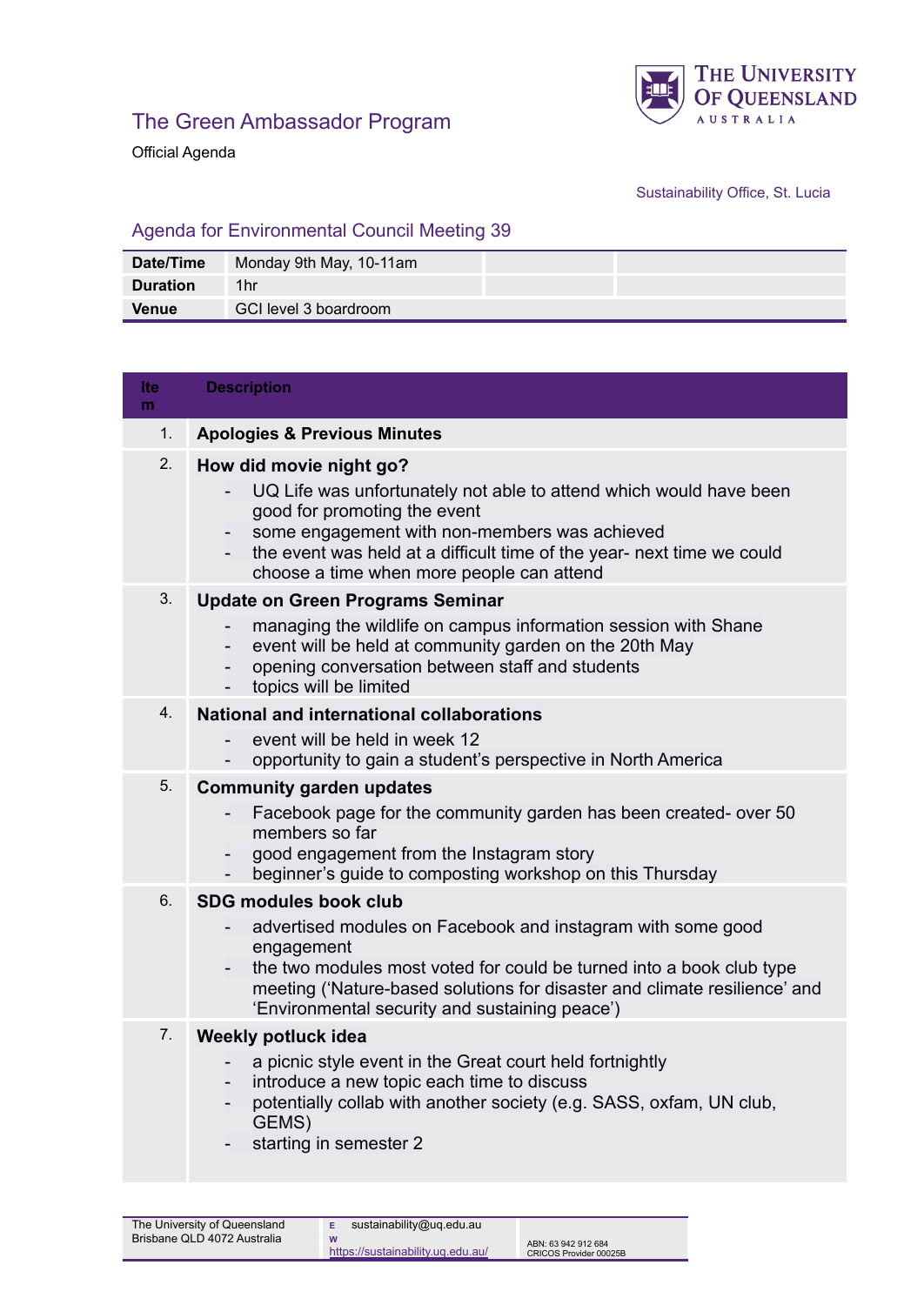# The Green Ambassador Program

Official Agenda

THE UNIVERSITY OF QUEENSLAND AUSTRALIA

Sustainability Office, St. Lucia

## Agenda for Environmental Council Meeting 39

| | |
|---|---|
| **Date/Time** | Monday 9th May, 10-11am |
| **Duration** | 1hr |
| **Venue** | GCI level 3 boardroom |

| Item | Description |
|---|---|
| 1. | **Apologies & Previous Minutes** |
| 2. | **How did movie night go?**<br>- UQ Life was unfortunately not able to attend which would have been good for promoting the event<br>- some engagement with non-members was achieved<br>- the event was held at a difficult time of the year- next time we could choose a time when more people can attend |
| 3. | **Update on Green Programs Seminar**<br>- managing the wildlife on campus information session with Shane<br>- event will be held at community garden on the 20th May<br>- opening conversation between staff and students<br>- topics will be limited |
| 4. | **National and international collaborations**<br>- event will be held in week 12<br>- opportunity to gain a student's perspective in North America |
| 5. | **Community garden updates**<br>- Facebook page for the community garden has been created- over 50 members so far<br>- good engagement from the Instagram story<br>- beginner's guide to composting workshop on this Thursday |
| 6. | **SDG modules book club**<br>- advertised modules on Facebook and instagram with some good engagement<br>- the two modules most voted for could be turned into a book club type meeting ('Nature-based solutions for disaster and climate resilience' and 'Environmental security and sustaining peace') |
| 7. | **Weekly potluck idea**<br>- a picnic style event in the Great court held fortnightly<br>- introduce a new topic each time to discuss<br>- potentially collab with another society (e.g. SASS, oxfam, UN club, GEMS)<br>- starting in semester 2 |

The University of Queensland
Brisbane QLD 4072 Australia

E sustainability@uq.edu.au
W https://sustainability.uq.edu.au/

ABN: 63 942 912 684
CRICOS Provider 00025B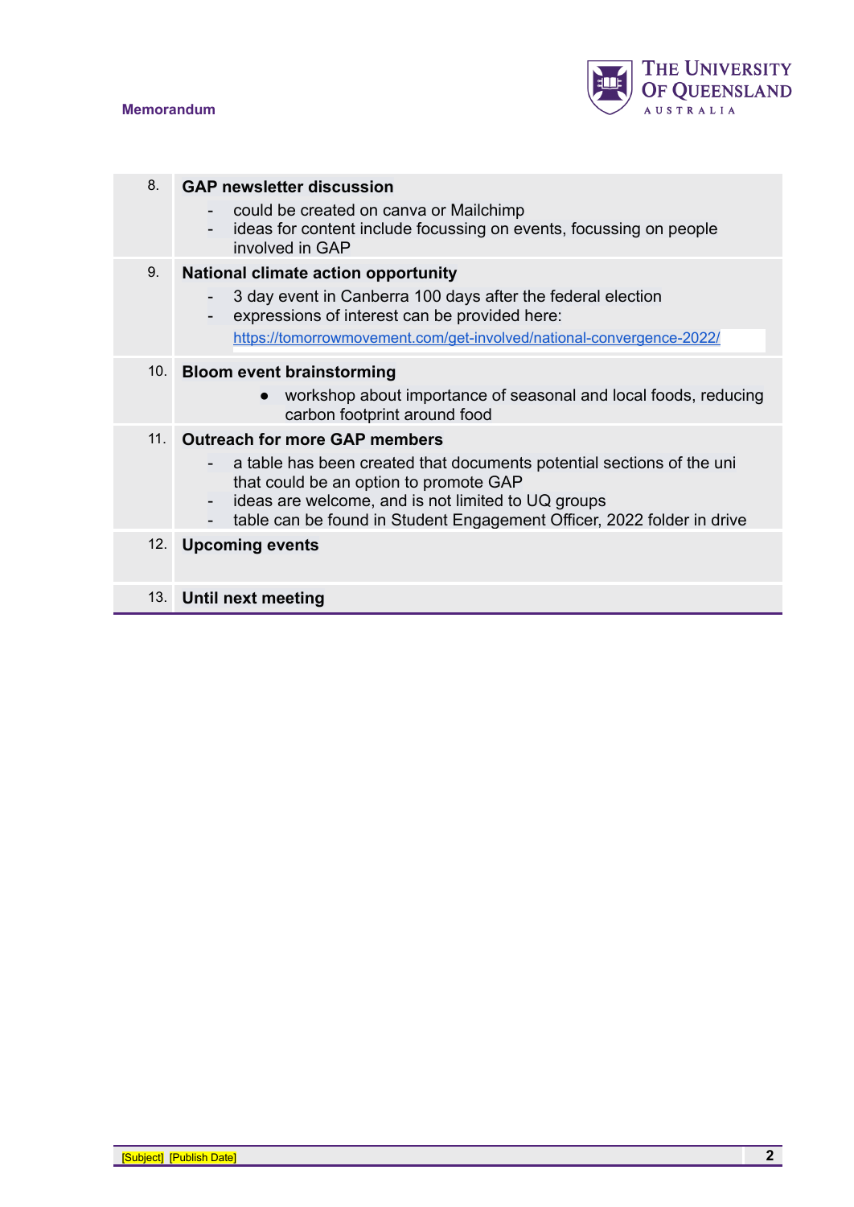**Memorandum**

| | |
|---|---|
| 8. | **GAP newsletter discussion**<br>- could be created on canva or Mailchimp<br>- ideas for content include focussing on events, focussing on people involved in GAP |
| 9. | **National climate action opportunity**<br>- 3 day event in Canberra 100 days after the federal election<br>- expressions of interest can be provided here: [https://tomorrowmovement.com/get-involved/national-convergence-2022/](https://tomorrowmovement.com/get-involved/national-convergence-2022/) |
| 10. | **Bloom event brainstorming**<br>● workshop about importance of seasonal and local foods, reducing carbon footprint around food |
| 11. | **Outreach for more GAP members**<br>- a table has been created that documents potential sections of the uni that could be an option to promote GAP<br>- ideas are welcome, and is not limited to UQ groups<br>- table can be found in Student Engagement Officer, 2022 folder in drive |
| 12. | **Upcoming events** |
| 13. | **Until next meeting** |